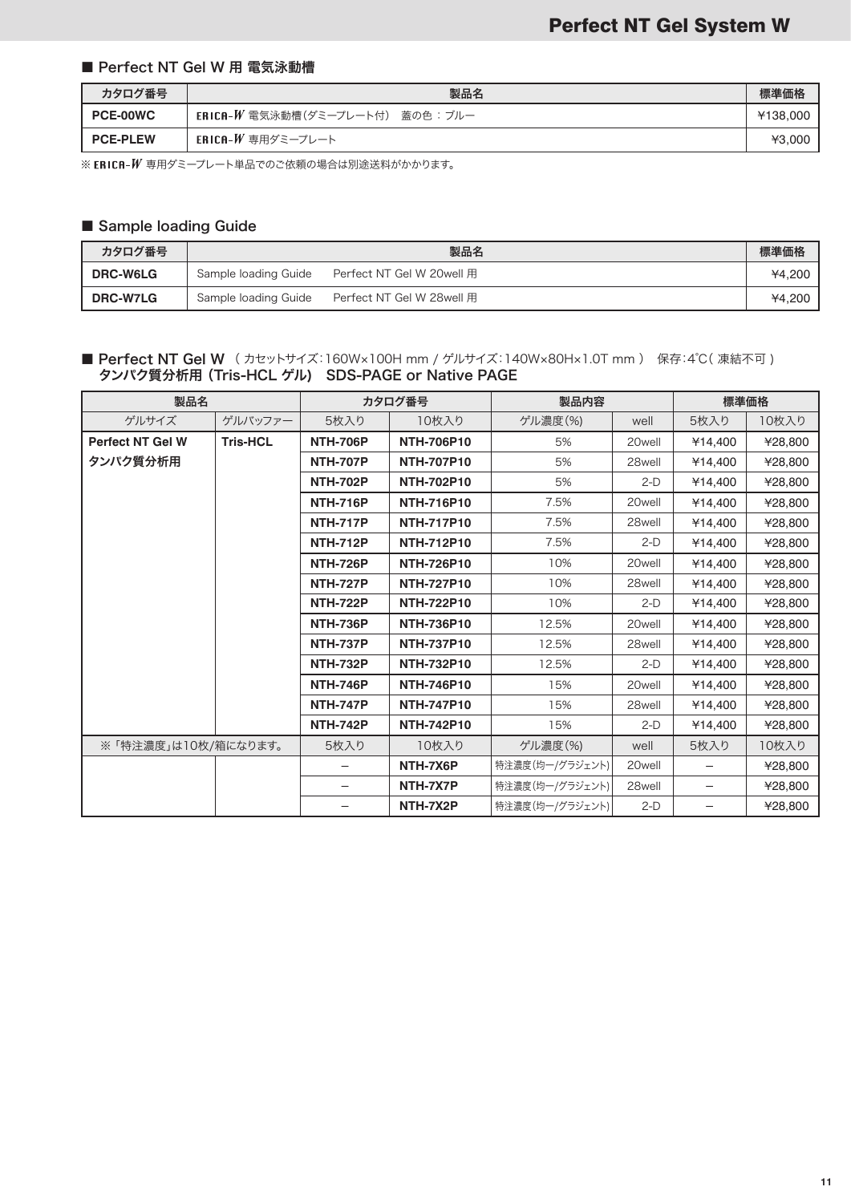## ■ Perfect NT Gel W 用 電気泳動槽

| カタログ番号 | 製品名 | 標準価格 |
|---|---|---|
| PCE-00WC | ERICA-W 電気泳動槽(ダミープレート付) 蓋の色：ブルー | ¥138,000 |
| PCE-PLEW | ERICA-W 専用ダミープレート | ¥3,000 |

※ ERICA-W 専用ダミープレート単品でのご依頼の場合は別途送料がかかります。

## ■ Sample loading Guide

| カタログ番号 | 製品名 | 標準価格 |
|---|---|---|
| DRC-W6LG | Sample loading Guide　Perfect NT Gel W 20well 用 | ¥4,200 |
| DRC-W7LG | Sample loading Guide　Perfect NT Gel W 28well 用 | ¥4,200 |

## ■ Perfect NT Gel W （カセットサイズ：160W×100H mm / ゲルサイズ：140W×80H×1.0T mm） 保存：4℃（凍結不可） タンパク質分析用 (Tris-HCL ゲル) SDS-PAGE or Native PAGE

| 製品名 | | カタログ番号 | | 製品内容 | | 標準価格 | |
|---|---|---|---|---|---|---|---|
| ゲルサイズ | ゲルバッファー | 5枚入り | 10枚入り | ゲル濃度(%) | well | 5枚入り | 10枚入り |
| **Perfect NT Gel W タンパク質分析用** | **Tris-HCL** | **NTH-706P** | **NTH-706P10** | 5% | 20well | ¥14,400 | ¥28,800 |
| | | **NTH-707P** | **NTH-707P10** | 5% | 28well | ¥14,400 | ¥28,800 |
| | | **NTH-702P** | **NTH-702P10** | 5% | 2-D | ¥14,400 | ¥28,800 |
| | | **NTH-716P** | **NTH-716P10** | 7.5% | 20well | ¥14,400 | ¥28,800 |
| | | **NTH-717P** | **NTH-717P10** | 7.5% | 28well | ¥14,400 | ¥28,800 |
| | | **NTH-712P** | **NTH-712P10** | 7.5% | 2-D | ¥14,400 | ¥28,800 |
| | | **NTH-726P** | **NTH-726P10** | 10% | 20well | ¥14,400 | ¥28,800 |
| | | **NTH-727P** | **NTH-727P10** | 10% | 28well | ¥14,400 | ¥28,800 |
| | | **NTH-722P** | **NTH-722P10** | 10% | 2-D | ¥14,400 | ¥28,800 |
| | | **NTH-736P** | **NTH-736P10** | 12.5% | 20well | ¥14,400 | ¥28,800 |
| | | **NTH-737P** | **NTH-737P10** | 12.5% | 28well | ¥14,400 | ¥28,800 |
| | | **NTH-732P** | **NTH-732P10** | 12.5% | 2-D | ¥14,400 | ¥28,800 |
| | | **NTH-746P** | **NTH-746P10** | 15% | 20well | ¥14,400 | ¥28,800 |
| | | **NTH-747P** | **NTH-747P10** | 15% | 28well | ¥14,400 | ¥28,800 |
| | | **NTH-742P** | **NTH-742P10** | 15% | 2-D | ¥14,400 | ¥28,800 |
| ※「特注濃度」は10枚/箱になります。 | | 5枚入り | 10枚入り | ゲル濃度(%) | well | 5枚入り | 10枚入り |
| | | – | **NTH-7X6P** | 特注濃度(均一/グラジェント) | 20well | – | ¥28,800 |
| | | – | **NTH-7X7P** | 特注濃度(均一/グラジェント) | 28well | – | ¥28,800 |
| | | – | **NTH-7X2P** | 特注濃度(均一/グラジェント) | 2-D | – | ¥28,800 |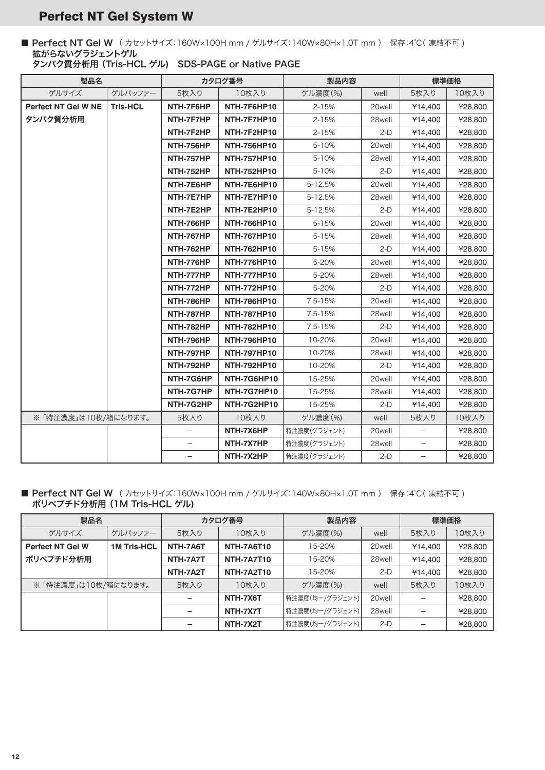# Perfect NT Gel System W

■ Perfect NT Gel W （カセットサイズ：160W×100H mm / ゲルサイズ：140W×80H×1.0T mm） 保存：4℃（凍結不可）
**拡がらないグラジェントゲル**
**タンパク質分析用 (Tris-HCL ゲル)　SDS-PAGE or Native PAGE**

| 製品名 | | カタログ番号 | | 製品内容 | | 標準価格 | |
|---|---|---|---|---|---|---|---|
| ゲルサイズ | ゲルバッファー | 5枚入り | 10枚入り | ゲル濃度(%) | well | 5枚入り | 10枚入り |
| **Perfect NT Gel W NE タンパク質分析用** | **Tris-HCL** | **NTH-7F6HP** | **NTH-7F6HP10** | 2-15% | 20well | ¥14,400 | ¥28,800 |
| | | **NTH-7F7HP** | **NTH-7F7HP10** | 2-15% | 28well | ¥14,400 | ¥28,800 |
| | | **NTH-7F2HP** | **NTH-7F2HP10** | 2-15% | 2-D | ¥14,400 | ¥28,800 |
| | | **NTH-756HP** | **NTH-756HP10** | 5-10% | 20well | ¥14,400 | ¥28,800 |
| | | **NTH-757HP** | **NTH-757HP10** | 5-10% | 28well | ¥14,400 | ¥28,800 |
| | | **NTH-752HP** | **NTH-752HP10** | 5-10% | 2-D | ¥14,400 | ¥28,800 |
| | | **NTH-7E6HP** | **NTH-7E6HP10** | 5-12.5% | 20well | ¥14,400 | ¥28,800 |
| | | **NTH-7E7HP** | **NTH-7E7HP10** | 5-12.5% | 28well | ¥14,400 | ¥28,800 |
| | | **NTH-7E2HP** | **NTH-7E2HP10** | 5-12.5% | 2-D | ¥14,400 | ¥28,800 |
| | | **NTH-766HP** | **NTH-766HP10** | 5-15% | 20well | ¥14,400 | ¥28,800 |
| | | **NTH-767HP** | **NTH-767HP10** | 5-15% | 28well | ¥14,400 | ¥28,800 |
| | | **NTH-762HP** | **NTH-762HP10** | 5-15% | 2-D | ¥14,400 | ¥28,800 |
| | | **NTH-776HP** | **NTH-776HP10** | 5-20% | 20well | ¥14,400 | ¥28,800 |
| | | **NTH-777HP** | **NTH-777HP10** | 5-20% | 28well | ¥14,400 | ¥28,800 |
| | | **NTH-772HP** | **NTH-772HP10** | 5-20% | 2-D | ¥14,400 | ¥28,800 |
| | | **NTH-786HP** | **NTH-786HP10** | 7.5-15% | 20well | ¥14,400 | ¥28,800 |
| | | **NTH-787HP** | **NTH-787HP10** | 7.5-15% | 28well | ¥14,400 | ¥28,800 |
| | | **NTH-782HP** | **NTH-782HP10** | 7.5-15% | 2-D | ¥14,400 | ¥28,800 |
| | | **NTH-796HP** | **NTH-796HP10** | 10-20% | 20well | ¥14,400 | ¥28,800 |
| | | **NTH-797HP** | **NTH-797HP10** | 10-20% | 28well | ¥14,400 | ¥28,800 |
| | | **NTH-792HP** | **NTH-792HP10** | 10-20% | 2-D | ¥14,400 | ¥28,800 |
| | | **NTH-7G6HP** | **NTH-7G6HP10** | 15-25% | 20well | ¥14,400 | ¥28,800 |
| | | **NTH-7G7HP** | **NTH-7G7HP10** | 15-25% | 28well | ¥14,400 | ¥28,800 |
| | | **NTH-7G2HP** | **NTH-7G2HP10** | 15-25% | 2-D | ¥14,400 | ¥28,800 |
| ※「特注濃度」は10枚/箱になります。 | | 5枚入り | 10枚入り | ゲル濃度(%) | well | 5枚入り | 10枚入り |
| | | − | **NTH-7X6HP** | 特注濃度(グラジェント) | 20well | − | ¥28,800 |
| | | − | **NTH-7X7HP** | 特注濃度(グラジェント) | 28well | − | ¥28,800 |
| | | − | **NTH-7X2HP** | 特注濃度(グラジェント) | 2-D | − | ¥28,800 |

■ Perfect NT Gel W （カセットサイズ：160W×100H mm / ゲルサイズ：140W×80H×1.0T mm） 保存：4℃（凍結不可）
**ポリペプチド分析用 (1M Tris-HCL ゲル)**

| 製品名 | | カタログ番号 | | 製品内容 | | 標準価格 | |
|---|---|---|---|---|---|---|---|
| ゲルサイズ | ゲルバッファー | 5枚入り | 10枚入り | ゲル濃度(%) | well | 5枚入り | 10枚入り |
| **Perfect NT Gel W ポリペプチド分析用** | **1M Tris-HCL** | **NTH-7A6T** | **NTH-7A6T10** | 15-20% | 20well | ¥14,400 | ¥28,800 |
| | | **NTH-7A7T** | **NTH-7A7T10** | 15-20% | 28well | ¥14,400 | ¥28,800 |
| | | **NTH-7A2T** | **NTH-7A2T10** | 15-20% | 2-D | ¥14,400 | ¥28,800 |
| ※「特注濃度」は10枚/箱になります。 | | 5枚入り | 10枚入り | ゲル濃度(%) | well | 5枚入り | 10枚入り |
| | | − | **NTH-7X6T** | 特注濃度(均一/グラジェント) | 20well | − | ¥28,800 |
| | | − | **NTH-7X7T** | 特注濃度(均一/グラジェント) | 28well | − | ¥28,800 |
| | | − | **NTH-7X2T** | 特注濃度(均一/グラジェント) | 2-D | − | ¥28,800 |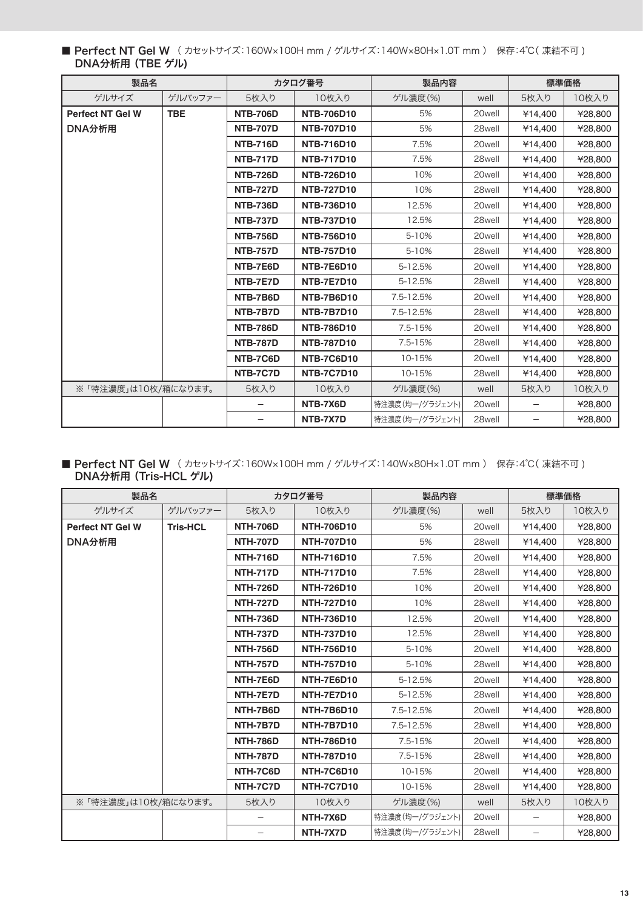■ **Perfect NT Gel W** ( カセットサイズ:160W×100H mm / ゲルサイズ:140W×80H×1.0T mm ) 保存:4℃( 凍結不可 )
**DNA分析用 (TBE ゲル)**

| 製品名 | | カタログ番号 | | 製品内容 | | 標準価格 | |
|---|---|---|---|---|---|---|---|
| ゲルサイズ | ゲルバッファー | 5枚入り | 10枚入り | ゲル濃度(%) | well | 5枚入り | 10枚入り |
| **Perfect NT Gel W DNA分析用** | **TBE** | **NTB-706D** | **NTB-706D10** | 5% | 20well | ¥14,400 | ¥28,800 |
| | | **NTB-707D** | **NTB-707D10** | 5% | 28well | ¥14,400 | ¥28,800 |
| | | **NTB-716D** | **NTB-716D10** | 7.5% | 20well | ¥14,400 | ¥28,800 |
| | | **NTB-717D** | **NTB-717D10** | 7.5% | 28well | ¥14,400 | ¥28,800 |
| | | **NTB-726D** | **NTB-726D10** | 10% | 20well | ¥14,400 | ¥28,800 |
| | | **NTB-727D** | **NTB-727D10** | 10% | 28well | ¥14,400 | ¥28,800 |
| | | **NTB-736D** | **NTB-736D10** | 12.5% | 20well | ¥14,400 | ¥28,800 |
| | | **NTB-737D** | **NTB-737D10** | 12.5% | 28well | ¥14,400 | ¥28,800 |
| | | **NTB-756D** | **NTB-756D10** | 5-10% | 20well | ¥14,400 | ¥28,800 |
| | | **NTB-757D** | **NTB-757D10** | 5-10% | 28well | ¥14,400 | ¥28,800 |
| | | **NTB-7E6D** | **NTB-7E6D10** | 5-12.5% | 20well | ¥14,400 | ¥28,800 |
| | | **NTB-7E7D** | **NTB-7E7D10** | 5-12.5% | 28well | ¥14,400 | ¥28,800 |
| | | **NTB-7B6D** | **NTB-7B6D10** | 7.5-12.5% | 20well | ¥14,400 | ¥28,800 |
| | | **NTB-7B7D** | **NTB-7B7D10** | 7.5-12.5% | 28well | ¥14,400 | ¥28,800 |
| | | **NTB-786D** | **NTB-786D10** | 7.5-15% | 20well | ¥14,400 | ¥28,800 |
| | | **NTB-787D** | **NTB-787D10** | 7.5-15% | 28well | ¥14,400 | ¥28,800 |
| | | **NTB-7C6D** | **NTB-7C6D10** | 10-15% | 20well | ¥14,400 | ¥28,800 |
| | | **NTB-7C7D** | **NTB-7C7D10** | 10-15% | 28well | ¥14,400 | ¥28,800 |
| ※「特注濃度」は10枚/箱になります。 | | 5枚入り | 10枚入り | ゲル濃度(%) | well | 5枚入り | 10枚入り |
| | | – | **NTB-7X6D** | 特注濃度(均一/グラジェント) | 20well | – | ¥28,800 |
| | | – | **NTB-7X7D** | 特注濃度(均一/グラジェント) | 28well | – | ¥28,800 |

■ **Perfect NT Gel W** ( カセットサイズ:160W×100H mm / ゲルサイズ:140W×80H×1.0T mm ) 保存:4℃( 凍結不可 )
**DNA分析用 (Tris-HCL ゲル)**

| 製品名 | | カタログ番号 | | 製品内容 | | 標準価格 | |
|---|---|---|---|---|---|---|---|
| ゲルサイズ | ゲルバッファー | 5枚入り | 10枚入り | ゲル濃度(%) | well | 5枚入り | 10枚入り |
| **Perfect NT Gel W DNA分析用** | **Tris-HCL** | **NTH-706D** | **NTH-706D10** | 5% | 20well | ¥14,400 | ¥28,800 |
| | | **NTH-707D** | **NTH-707D10** | 5% | 28well | ¥14,400 | ¥28,800 |
| | | **NTH-716D** | **NTH-716D10** | 7.5% | 20well | ¥14,400 | ¥28,800 |
| | | **NTH-717D** | **NTH-717D10** | 7.5% | 28well | ¥14,400 | ¥28,800 |
| | | **NTH-726D** | **NTH-726D10** | 10% | 20well | ¥14,400 | ¥28,800 |
| | | **NTH-727D** | **NTH-727D10** | 10% | 28well | ¥14,400 | ¥28,800 |
| | | **NTH-736D** | **NTH-736D10** | 12.5% | 20well | ¥14,400 | ¥28,800 |
| | | **NTH-737D** | **NTH-737D10** | 12.5% | 28well | ¥14,400 | ¥28,800 |
| | | **NTH-756D** | **NTH-756D10** | 5-10% | 20well | ¥14,400 | ¥28,800 |
| | | **NTH-757D** | **NTH-757D10** | 5-10% | 28well | ¥14,400 | ¥28,800 |
| | | **NTH-7E6D** | **NTH-7E6D10** | 5-12.5% | 20well | ¥14,400 | ¥28,800 |
| | | **NTH-7E7D** | **NTH-7E7D10** | 5-12.5% | 28well | ¥14,400 | ¥28,800 |
| | | **NTH-7B6D** | **NTH-7B6D10** | 7.5-12.5% | 20well | ¥14,400 | ¥28,800 |
| | | **NTH-7B7D** | **NTH-7B7D10** | 7.5-12.5% | 28well | ¥14,400 | ¥28,800 |
| | | **NTH-786D** | **NTH-786D10** | 7.5-15% | 20well | ¥14,400 | ¥28,800 |
| | | **NTH-787D** | **NTH-787D10** | 7.5-15% | 28well | ¥14,400 | ¥28,800 |
| | | **NTH-7C6D** | **NTH-7C6D10** | 10-15% | 20well | ¥14,400 | ¥28,800 |
| | | **NTH-7C7D** | **NTH-7C7D10** | 10-15% | 28well | ¥14,400 | ¥28,800 |
| ※「特注濃度」は10枚/箱になります。 | | 5枚入り | 10枚入り | ゲル濃度(%) | well | 5枚入り | 10枚入り |
| | | – | **NTH-7X6D** | 特注濃度(均一/グラジェント) | 20well | – | ¥28,800 |
| | | – | **NTH-7X7D** | 特注濃度(均一/グラジェント) | 28well | – | ¥28,800 |